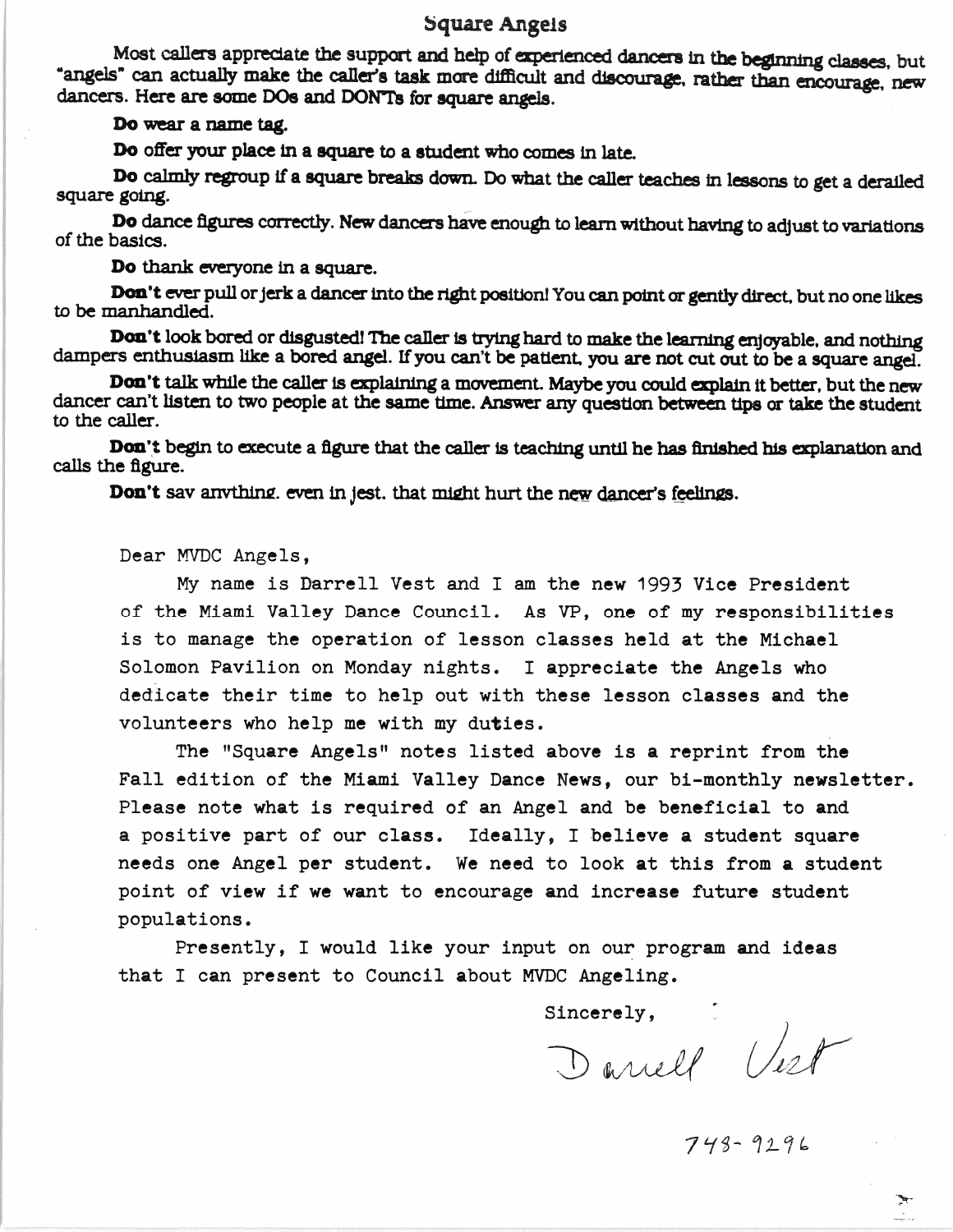## Square Angels

Most callers appreciate the support and help of experienced dancers in the beginning classes, but "angels" can actually make the caller's task more difficult and discourage, rather than encourage, new dancers. Here are some DOs and DON'Ts for square angels.

**Do** wear a name tag.

**Do** offer your place in a square to a student who comes in late.

**Do** calmly regroup if a square breaks down. Do what the caller teaches in lessons to get a derailed square going.

**Do** dance figures correctly. New dancers have enough to learn without having to adjust to variations of the basics.

**Do** thank everyone in a square.

**Don't** ever pull or jerk a dancer into the right position! You can point or gently direct, but no one likes to be manhandled.

**Don't** look bored or disgusted! The caller is trying hard to make the learning enjoyable, and nothing dampers enthusiasm like a bored angel. If you can't be patient, you are not cut out to be a square angel.

**Don't** talk while the caller is explaining a movement. Maybe you could explain it better, but the new dancer can't listen to two people at the same time. Answer any question between tips or take the student to the caller.

**Don't** begin to execute a figure that the caller is teaching until he has finished his explanation and calls the figure.

**Don't** say anything, even in jest, that might hurt the new dancer's feelings.

Dear MVDC Angels,

My name is Darrell Vest and I am the new 1993 Vice President of the Miami Valley Dance Council. As VP, one of my responsibilities is to manage the operation of lesson classes held at the Michael Solomon Pavilion on Monday nights. I appreciate the Angels who dedicate their time to help out with these lesson classes and the volunteers who help me with my duties.

The "Square Angels" notes listed above is a reprint from the Fall edition of the Miami Valley Dance News, our bi-monthly newsletter. Please note what is required of an Angel and be beneficial to and a positive part of our class. Ideally, I believe a student square needs one Angel per student. We need to look at this from a student point of view if we want to encourage and increase future student populations.

Presently, I would like your input on our program and ideas that I can present to Council about MVDC Angeling.

Sincerely,

Darrell Vest

748-9296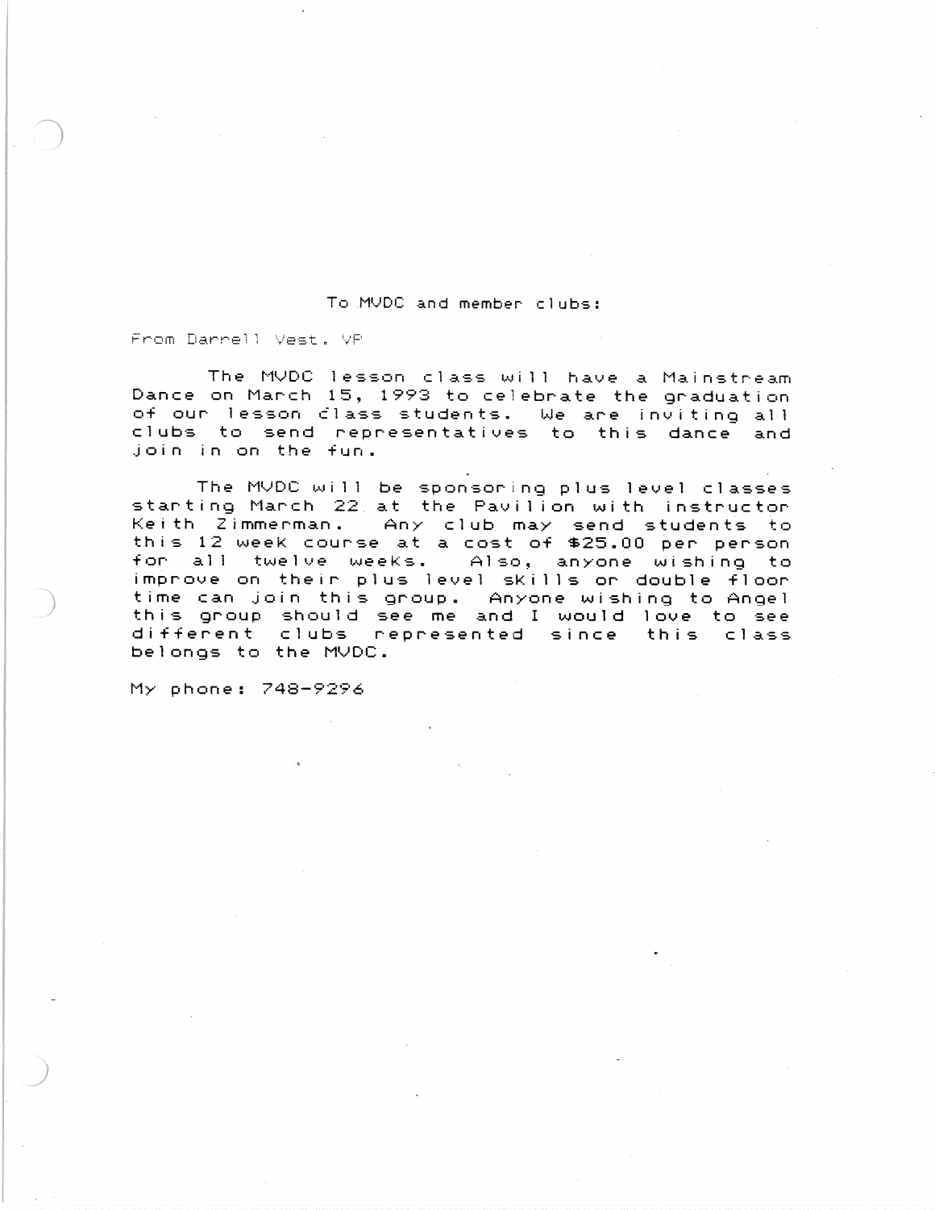To MVDC and member clubs:

From Darrell Vest, VP

The MVDC lesson class will have a Mainstream Dance on March 15, 1993 to celebrate the graduation of our lesson class students. We are inviting all clubs to send representatives to this dance and join in on the fun.

The MVDC will be sponsoring plus level classes starting March 22 at the Pavilion with instructor Keith Zimmerman. Any club may send students to this 12 week course at a cost of $25.00 per person for all twelve weeks. Also, anyone wishing to improve on their plus level skills or double floor time can join this group. Anyone wishing to Angel this group should see me and I would love to see different clubs represented since this class belongs to the MVDC.

My phone: 748-9296